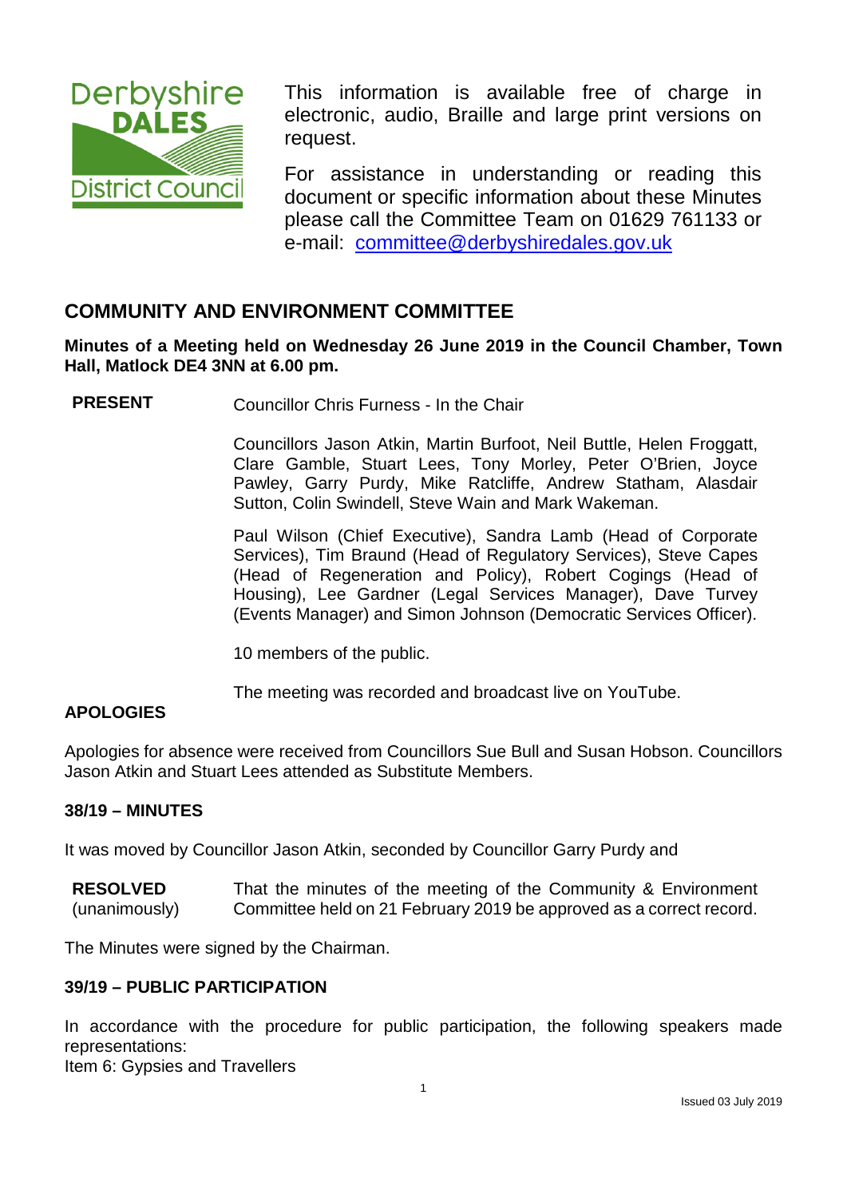This information is available free of charge in electronic, audio, Braille and large print versions on request.

For assistance in understanding or reading this document or specific information about these Minutes please call the Committee Team on 01629 761133 or e-mail: [committee@derbyshiredales.gov.uk](mailto:committee@derbyshiredales.gov.uk)

## COMMUNITY AND ENVIRONMENT COMMITTEE

**Minutes of a Meeting held on Wednesday 26 June 2019 in the Council Chamber, Town Hall, Matlock DE4 3NN at 6.00 pm.**

**PRESENT**

Councillor Chris Furness - In the Chair

Councillors Jason Atkin, Martin Burfoot, Neil Buttle, Helen Froggatt, Clare Gamble, Stuart Lees, Tony Morley, Peter O'Brien, Joyce Pawley, Garry Purdy, Mike Ratcliffe, Andrew Statham, Alasdair Sutton, Colin Swindell, Steve Wain and Mark Wakeman.

Paul Wilson (Chief Executive), Sandra Lamb (Head of Corporate Services), Tim Braund (Head of Regulatory Services), Steve Capes (Head of Regeneration and Policy), Robert Cogings (Head of Housing), Lee Gardner (Legal Services Manager), Dave Turvey (Events Manager) and Simon Johnson (Democratic Services Officer).

10 members of the public.

The meeting was recorded and broadcast live on YouTube.

**APOLOGIES**

Apologies for absence were received from Councillors Sue Bull and Susan Hobson. Councillors Jason Atkin and Stuart Lees attended as Substitute Members.

**38/19 – MINUTES**

It was moved by Councillor Jason Atkin, seconded by Councillor Garry Purdy and

**RESOLVED** (unanimously) That the minutes of the meeting of the Community & Environment Committee held on 21 February 2019 be approved as a correct record.

The Minutes were signed by the Chairman.

**39/19 – PUBLIC PARTICIPATION**

In accordance with the procedure for public participation, the following speakers made representations:
Item 6: Gypsies and Travellers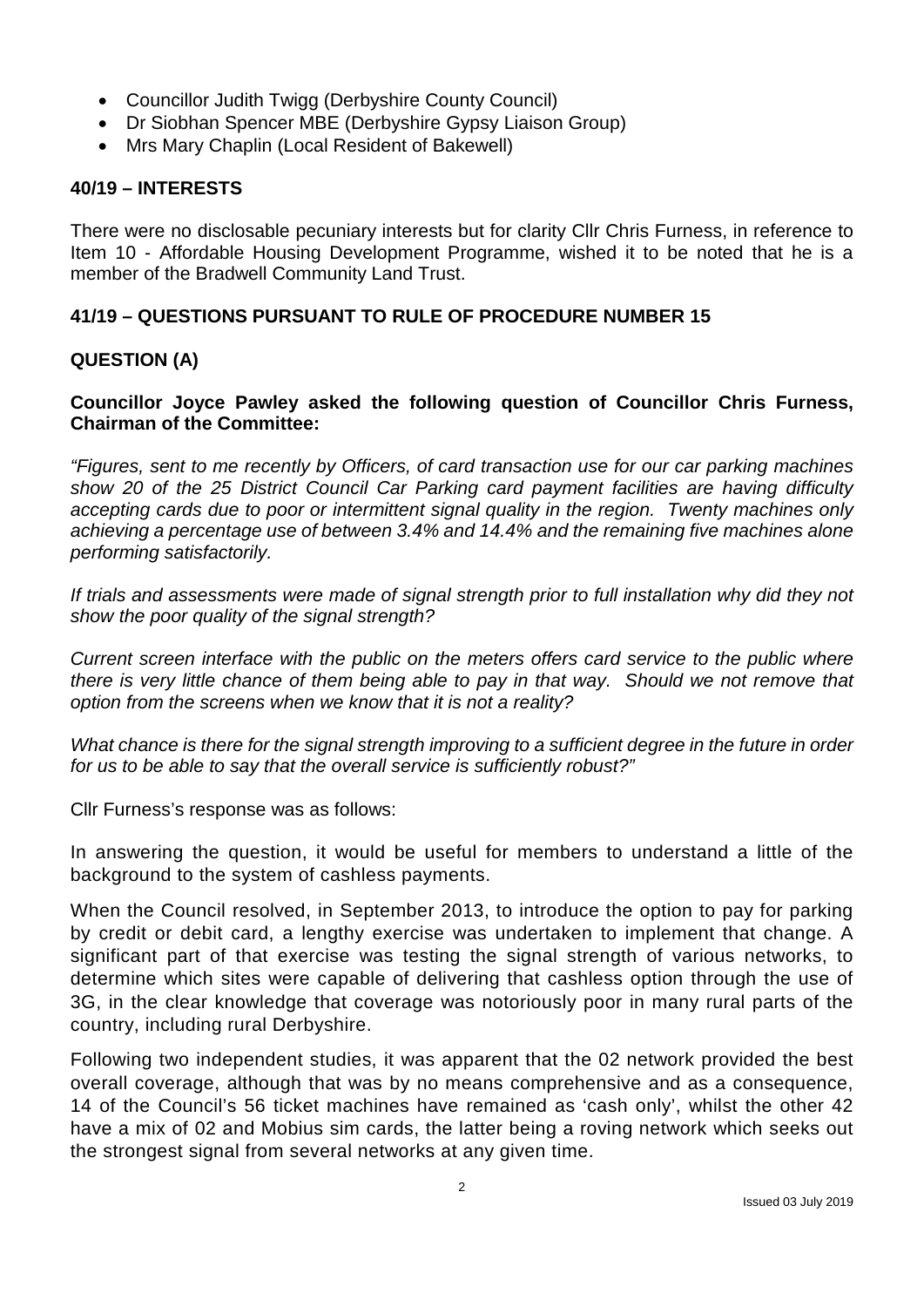- Councillor Judith Twigg (Derbyshire County Council)
- Dr Siobhan Spencer MBE (Derbyshire Gypsy Liaison Group)
- Mrs Mary Chaplin (Local Resident of Bakewell)

## 40/19 – INTERESTS

There were no disclosable pecuniary interests but for clarity Cllr Chris Furness, in reference to Item 10 - Affordable Housing Development Programme, wished it to be noted that he is a member of the Bradwell Community Land Trust.

## 41/19 – QUESTIONS PURSUANT TO RULE OF PROCEDURE NUMBER 15

### QUESTION (A)

**Councillor Joyce Pawley asked the following question of Councillor Chris Furness, Chairman of the Committee:**

*"Figures, sent to me recently by Officers, of card transaction use for our car parking machines show 20 of the 25 District Council Car Parking card payment facilities are having difficulty accepting cards due to poor or intermittent signal quality in the region. Twenty machines only achieving a percentage use of between 3.4% and 14.4% and the remaining five machines alone performing satisfactorily.*

*If trials and assessments were made of signal strength prior to full installation why did they not show the poor quality of the signal strength?*

*Current screen interface with the public on the meters offers card service to the public where there is very little chance of them being able to pay in that way. Should we not remove that option from the screens when we know that it is not a reality?*

*What chance is there for the signal strength improving to a sufficient degree in the future in order for us to be able to say that the overall service is sufficiently robust?"*

Cllr Furness's response was as follows:

In answering the question, it would be useful for members to understand a little of the background to the system of cashless payments.

When the Council resolved, in September 2013, to introduce the option to pay for parking by credit or debit card, a lengthy exercise was undertaken to implement that change. A significant part of that exercise was testing the signal strength of various networks, to determine which sites were capable of delivering that cashless option through the use of 3G, in the clear knowledge that coverage was notoriously poor in many rural parts of the country, including rural Derbyshire.

Following two independent studies, it was apparent that the 02 network provided the best overall coverage, although that was by no means comprehensive and as a consequence, 14 of the Council's 56 ticket machines have remained as 'cash only', whilst the other 42 have a mix of 02 and Mobius sim cards, the latter being a roving network which seeks out the strongest signal from several networks at any given time.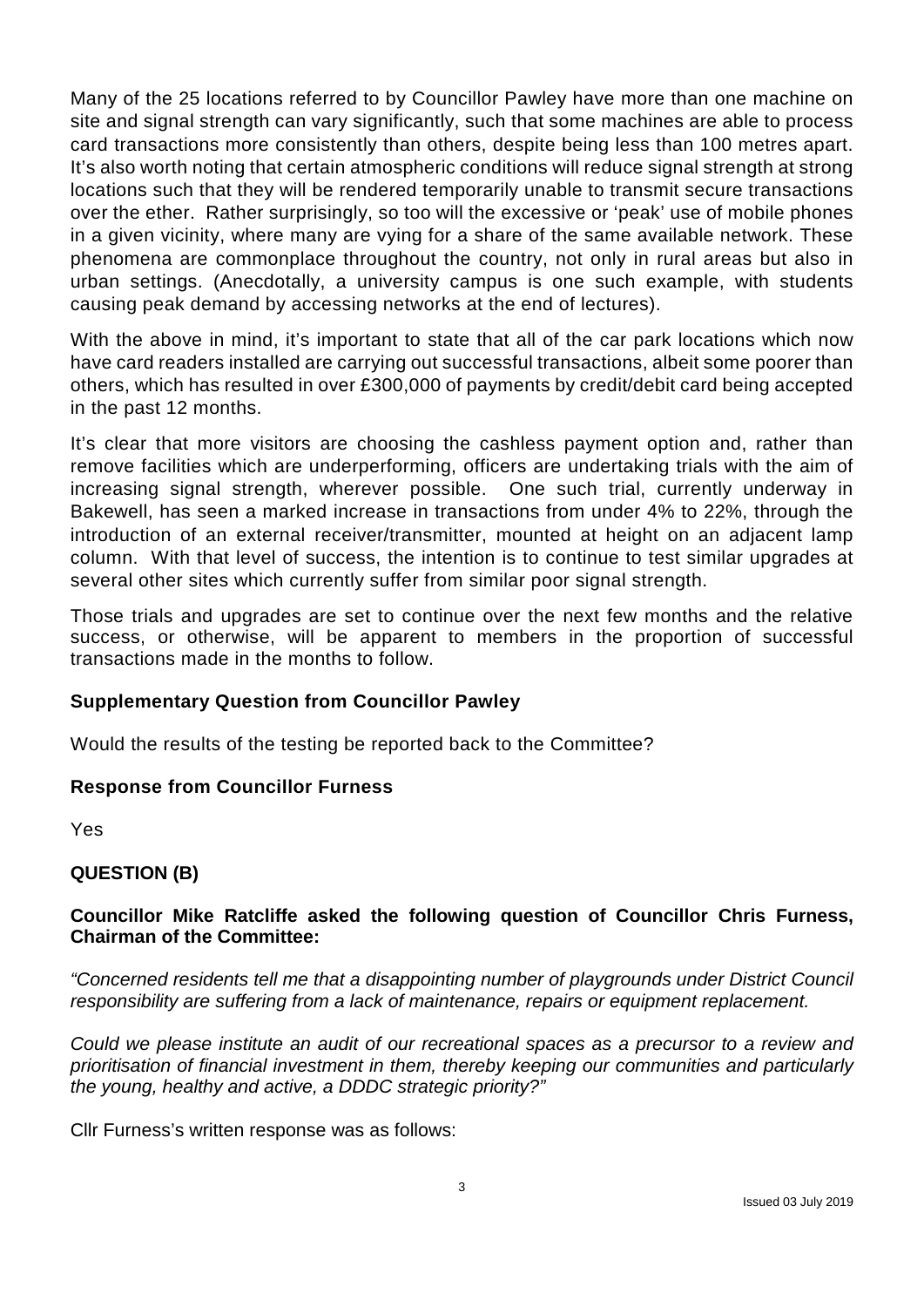Many of the 25 locations referred to by Councillor Pawley have more than one machine on site and signal strength can vary significantly, such that some machines are able to process card transactions more consistently than others, despite being less than 100 metres apart. It's also worth noting that certain atmospheric conditions will reduce signal strength at strong locations such that they will be rendered temporarily unable to transmit secure transactions over the ether. Rather surprisingly, so too will the excessive or 'peak' use of mobile phones in a given vicinity, where many are vying for a share of the same available network. These phenomena are commonplace throughout the country, not only in rural areas but also in urban settings. (Anecdotally, a university campus is one such example, with students causing peak demand by accessing networks at the end of lectures).

With the above in mind, it's important to state that all of the car park locations which now have card readers installed are carrying out successful transactions, albeit some poorer than others, which has resulted in over £300,000 of payments by credit/debit card being accepted in the past 12 months.

It's clear that more visitors are choosing the cashless payment option and, rather than remove facilities which are underperforming, officers are undertaking trials with the aim of increasing signal strength, wherever possible. One such trial, currently underway in Bakewell, has seen a marked increase in transactions from under 4% to 22%, through the introduction of an external receiver/transmitter, mounted at height on an adjacent lamp column. With that level of success, the intention is to continue to test similar upgrades at several other sites which currently suffer from similar poor signal strength.

Those trials and upgrades are set to continue over the next few months and the relative success, or otherwise, will be apparent to members in the proportion of successful transactions made in the months to follow.

**Supplementary Question from Councillor Pawley**

Would the results of the testing be reported back to the Committee?

**Response from Councillor Furness**

Yes

**QUESTION (B)**

**Councillor Mike Ratcliffe asked the following question of Councillor Chris Furness, Chairman of the Committee:**

*"Concerned residents tell me that a disappointing number of playgrounds under District Council responsibility are suffering from a lack of maintenance, repairs or equipment replacement.*

*Could we please institute an audit of our recreational spaces as a precursor to a review and prioritisation of financial investment in them, thereby keeping our communities and particularly the young, healthy and active, a DDDC strategic priority?"*

Cllr Furness's written response was as follows: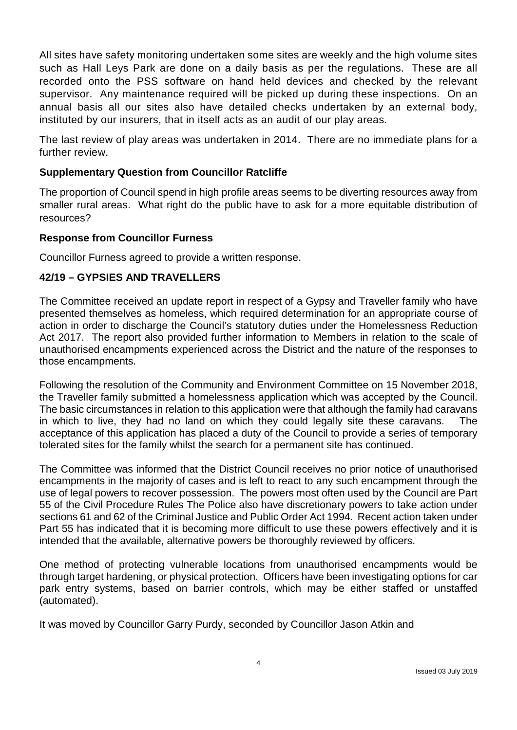All sites have safety monitoring undertaken some sites are weekly and the high volume sites such as Hall Leys Park are done on a daily basis as per the regulations. These are all recorded onto the PSS software on hand held devices and checked by the relevant supervisor. Any maintenance required will be picked up during these inspections. On an annual basis all our sites also have detailed checks undertaken by an external body, instituted by our insurers, that in itself acts as an audit of our play areas.

The last review of play areas was undertaken in 2014. There are no immediate plans for a further review.

**Supplementary Question from Councillor Ratcliffe**

The proportion of Council spend in high profile areas seems to be diverting resources away from smaller rural areas. What right do the public have to ask for a more equitable distribution of resources?

**Response from Councillor Furness**

Councillor Furness agreed to provide a written response.

**42/19 – GYPSIES AND TRAVELLERS**

The Committee received an update report in respect of a Gypsy and Traveller family who have presented themselves as homeless, which required determination for an appropriate course of action in order to discharge the Council's statutory duties under the Homelessness Reduction Act 2017. The report also provided further information to Members in relation to the scale of unauthorised encampments experienced across the District and the nature of the responses to those encampments.

Following the resolution of the Community and Environment Committee on 15 November 2018, the Traveller family submitted a homelessness application which was accepted by the Council. The basic circumstances in relation to this application were that although the family had caravans in which to live, they had no land on which they could legally site these caravans. The acceptance of this application has placed a duty of the Council to provide a series of temporary tolerated sites for the family whilst the search for a permanent site has continued.

The Committee was informed that the District Council receives no prior notice of unauthorised encampments in the majority of cases and is left to react to any such encampment through the use of legal powers to recover possession. The powers most often used by the Council are Part 55 of the Civil Procedure Rules The Police also have discretionary powers to take action under sections 61 and 62 of the Criminal Justice and Public Order Act 1994. Recent action taken under Part 55 has indicated that it is becoming more difficult to use these powers effectively and it is intended that the available, alternative powers be thoroughly reviewed by officers.

One method of protecting vulnerable locations from unauthorised encampments would be through target hardening, or physical protection. Officers have been investigating options for car park entry systems, based on barrier controls, which may be either staffed or unstaffed (automated).

It was moved by Councillor Garry Purdy, seconded by Councillor Jason Atkin and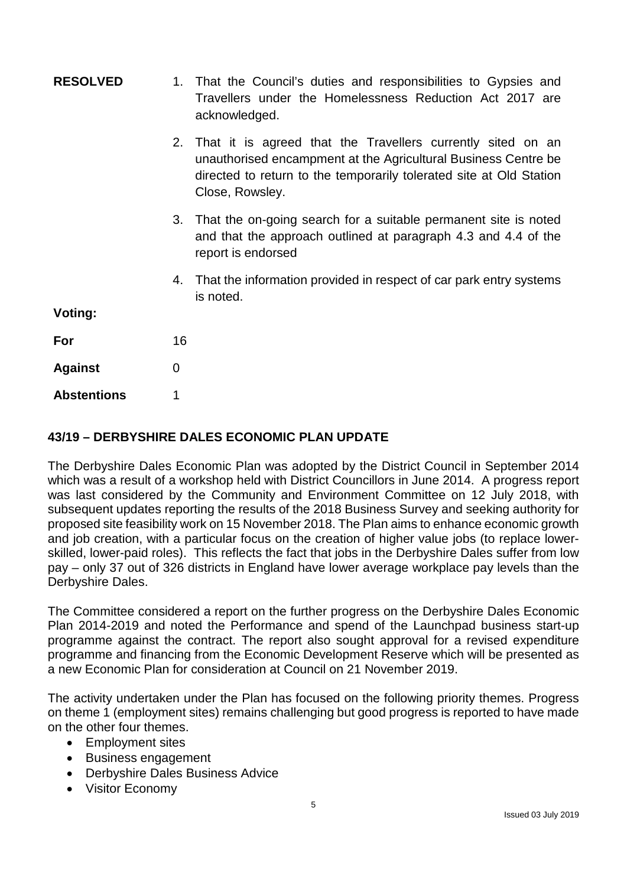**RESOLVED**

1. That the Council's duties and responsibilities to Gypsies and Travellers under the Homelessness Reduction Act 2017 are acknowledged.
2. That it is agreed that the Travellers currently sited on an unauthorised encampment at the Agricultural Business Centre be directed to return to the temporarily tolerated site at Old Station Close, Rowsley.
3. That the on-going search for a suitable permanent site is noted and that the approach outlined at paragraph 4.3 and 4.4 of the report is endorsed
4. That the information provided in respect of car park entry systems is noted.

**Voting:**

| | |
|---|---|
| **For** | 16 |
| **Against** | 0 |
| **Abstentions** | 1 |

## 43/19 – DERBYSHIRE DALES ECONOMIC PLAN UPDATE

The Derbyshire Dales Economic Plan was adopted by the District Council in September 2014 which was a result of a workshop held with District Councillors in June 2014. A progress report was last considered by the Community and Environment Committee on 12 July 2018, with subsequent updates reporting the results of the 2018 Business Survey and seeking authority for proposed site feasibility work on 15 November 2018. The Plan aims to enhance economic growth and job creation, with a particular focus on the creation of higher value jobs (to replace lower-skilled, lower-paid roles). This reflects the fact that jobs in the Derbyshire Dales suffer from low pay – only 37 out of 326 districts in England have lower average workplace pay levels than the Derbyshire Dales.

The Committee considered a report on the further progress on the Derbyshire Dales Economic Plan 2014-2019 and noted the Performance and spend of the Launchpad business start-up programme against the contract. The report also sought approval for a revised expenditure programme and financing from the Economic Development Reserve which will be presented as a new Economic Plan for consideration at Council on 21 November 2019.

The activity undertaken under the Plan has focused on the following priority themes. Progress on theme 1 (employment sites) remains challenging but good progress is reported to have made on the other four themes.

- Employment sites
- Business engagement
- Derbyshire Dales Business Advice
- Visitor Economy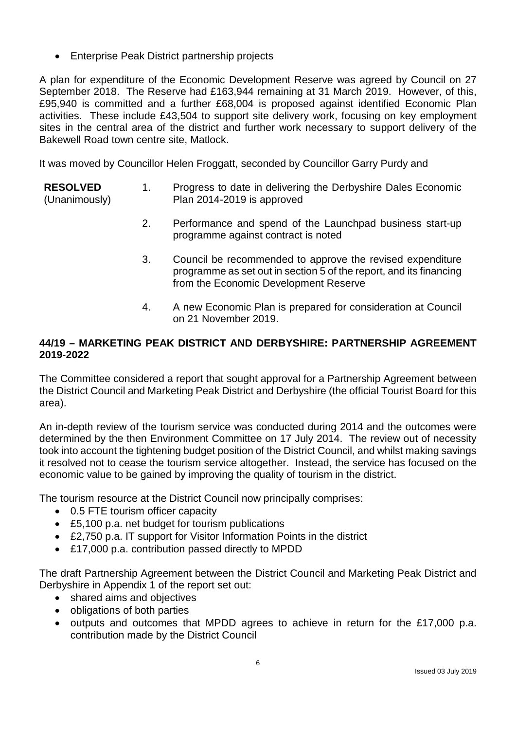- Enterprise Peak District partnership projects

A plan for expenditure of the Economic Development Reserve was agreed by Council on 27 September 2018. The Reserve had £163,944 remaining at 31 March 2019. However, of this, £95,940 is committed and a further £68,004 is proposed against identified Economic Plan activities. These include £43,504 to support site delivery work, focusing on key employment sites in the central area of the district and further work necessary to support delivery of the Bakewell Road town centre site, Matlock.

It was moved by Councillor Helen Froggatt, seconded by Councillor Garry Purdy and

**RESOLVED** (Unanimously)

1. Progress to date in delivering the Derbyshire Dales Economic Plan 2014-2019 is approved
2. Performance and spend of the Launchpad business start-up programme against contract is noted
3. Council be recommended to approve the revised expenditure programme as set out in section 5 of the report, and its financing from the Economic Development Reserve
4. A new Economic Plan is prepared for consideration at Council on 21 November 2019.

## 44/19 – MARKETING PEAK DISTRICT AND DERBYSHIRE: PARTNERSHIP AGREEMENT 2019-2022

The Committee considered a report that sought approval for a Partnership Agreement between the District Council and Marketing Peak District and Derbyshire (the official Tourist Board for this area).

An in-depth review of the tourism service was conducted during 2014 and the outcomes were determined by the then Environment Committee on 17 July 2014. The review out of necessity took into account the tightening budget position of the District Council, and whilst making savings it resolved not to cease the tourism service altogether. Instead, the service has focused on the economic value to be gained by improving the quality of tourism in the district.

The tourism resource at the District Council now principally comprises:

- 0.5 FTE tourism officer capacity
- £5,100 p.a. net budget for tourism publications
- £2,750 p.a. IT support for Visitor Information Points in the district
- £17,000 p.a. contribution passed directly to MPDD

The draft Partnership Agreement between the District Council and Marketing Peak District and Derbyshire in Appendix 1 of the report set out:

- shared aims and objectives
- obligations of both parties
- outputs and outcomes that MPDD agrees to achieve in return for the £17,000 p.a. contribution made by the District Council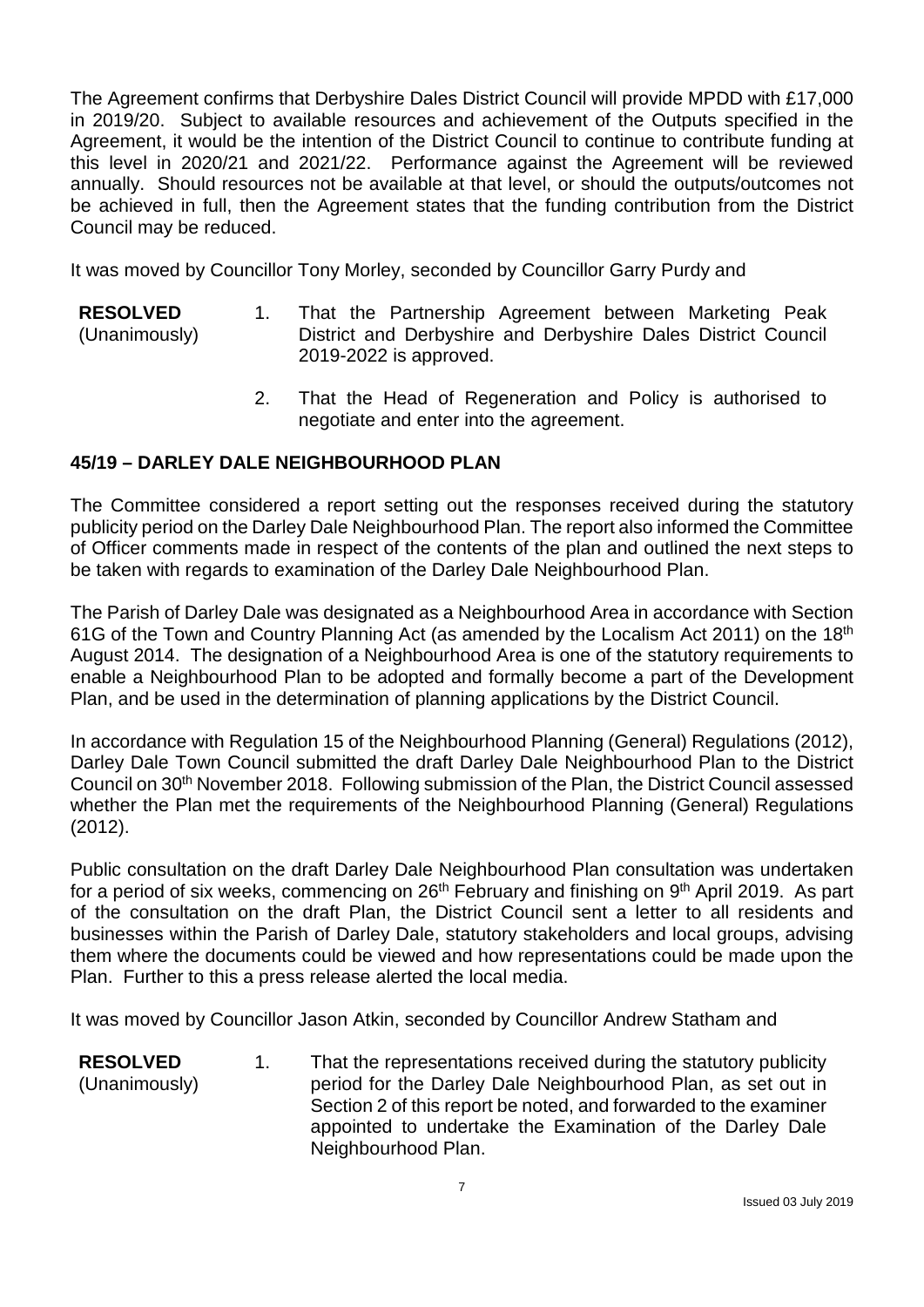The Agreement confirms that Derbyshire Dales District Council will provide MPDD with £17,000 in 2019/20. Subject to available resources and achievement of the Outputs specified in the Agreement, it would be the intention of the District Council to continue to contribute funding at this level in 2020/21 and 2021/22. Performance against the Agreement will be reviewed annually. Should resources not be available at that level, or should the outputs/outcomes not be achieved in full, then the Agreement states that the funding contribution from the District Council may be reduced.

It was moved by Councillor Tony Morley, seconded by Councillor Garry Purdy and

**RESOLVED** (Unanimously)

1. That the Partnership Agreement between Marketing Peak District and Derbyshire and Derbyshire Dales District Council 2019-2022 is approved.

2. That the Head of Regeneration and Policy is authorised to negotiate and enter into the agreement.

## 45/19 – DARLEY DALE NEIGHBOURHOOD PLAN

The Committee considered a report setting out the responses received during the statutory publicity period on the Darley Dale Neighbourhood Plan. The report also informed the Committee of Officer comments made in respect of the contents of the plan and outlined the next steps to be taken with regards to examination of the Darley Dale Neighbourhood Plan.

The Parish of Darley Dale was designated as a Neighbourhood Area in accordance with Section 61G of the Town and Country Planning Act (as amended by the Localism Act 2011) on the 18th August 2014. The designation of a Neighbourhood Area is one of the statutory requirements to enable a Neighbourhood Plan to be adopted and formally become a part of the Development Plan, and be used in the determination of planning applications by the District Council.

In accordance with Regulation 15 of the Neighbourhood Planning (General) Regulations (2012), Darley Dale Town Council submitted the draft Darley Dale Neighbourhood Plan to the District Council on 30th November 2018. Following submission of the Plan, the District Council assessed whether the Plan met the requirements of the Neighbourhood Planning (General) Regulations (2012).

Public consultation on the draft Darley Dale Neighbourhood Plan consultation was undertaken for a period of six weeks, commencing on 26th February and finishing on 9th April 2019. As part of the consultation on the draft Plan, the District Council sent a letter to all residents and businesses within the Parish of Darley Dale, statutory stakeholders and local groups, advising them where the documents could be viewed and how representations could be made upon the Plan. Further to this a press release alerted the local media.

It was moved by Councillor Jason Atkin, seconded by Councillor Andrew Statham and

**RESOLVED** (Unanimously)

1. That the representations received during the statutory publicity period for the Darley Dale Neighbourhood Plan, as set out in Section 2 of this report be noted, and forwarded to the examiner appointed to undertake the Examination of the Darley Dale Neighbourhood Plan.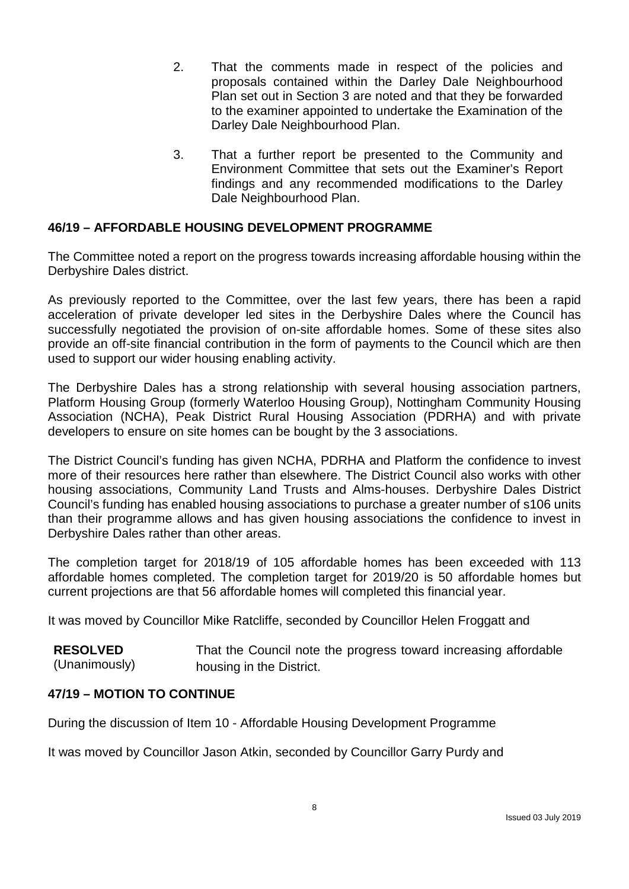2. That the comments made in respect of the policies and proposals contained within the Darley Dale Neighbourhood Plan set out in Section 3 are noted and that they be forwarded to the examiner appointed to undertake the Examination of the Darley Dale Neighbourhood Plan.

3. That a further report be presented to the Community and Environment Committee that sets out the Examiner's Report findings and any recommended modifications to the Darley Dale Neighbourhood Plan.

## 46/19 – AFFORDABLE HOUSING DEVELOPMENT PROGRAMME

The Committee noted a report on the progress towards increasing affordable housing within the Derbyshire Dales district.

As previously reported to the Committee, over the last few years, there has been a rapid acceleration of private developer led sites in the Derbyshire Dales where the Council has successfully negotiated the provision of on-site affordable homes. Some of these sites also provide an off-site financial contribution in the form of payments to the Council which are then used to support our wider housing enabling activity.

The Derbyshire Dales has a strong relationship with several housing association partners, Platform Housing Group (formerly Waterloo Housing Group), Nottingham Community Housing Association (NCHA), Peak District Rural Housing Association (PDRHA) and with private developers to ensure on site homes can be bought by the 3 associations.

The District Council's funding has given NCHA, PDRHA and Platform the confidence to invest more of their resources here rather than elsewhere. The District Council also works with other housing associations, Community Land Trusts and Alms-houses. Derbyshire Dales District Council's funding has enabled housing associations to purchase a greater number of s106 units than their programme allows and has given housing associations the confidence to invest in Derbyshire Dales rather than other areas.

The completion target for 2018/19 of 105 affordable homes has been exceeded with 113 affordable homes completed. The completion target for 2019/20 is 50 affordable homes but current projections are that 56 affordable homes will completed this financial year.

It was moved by Councillor Mike Ratcliffe, seconded by Councillor Helen Froggatt and

**RESOLVED** (Unanimously) That the Council note the progress toward increasing affordable housing in the District.

## 47/19 – MOTION TO CONTINUE

During the discussion of Item 10 - Affordable Housing Development Programme

It was moved by Councillor Jason Atkin, seconded by Councillor Garry Purdy and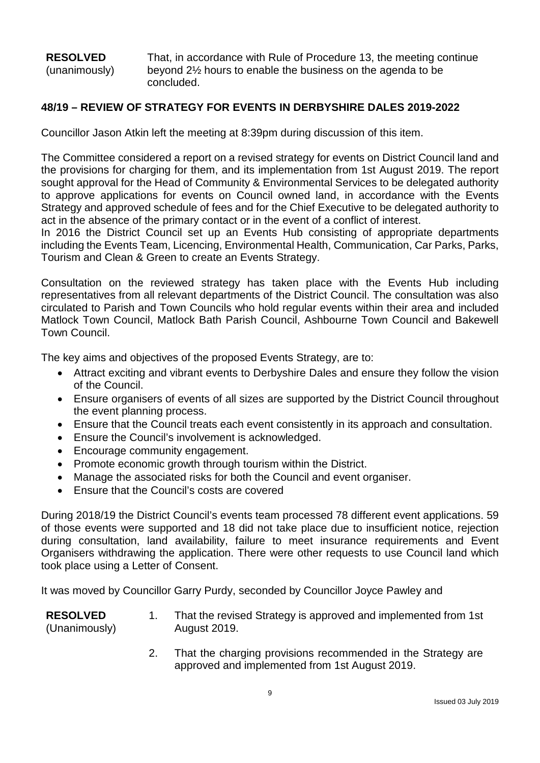**RESOLVED** (unanimously) That, in accordance with Rule of Procedure 13, the meeting continue beyond 2½ hours to enable the business on the agenda to be concluded.

## 48/19 – REVIEW OF STRATEGY FOR EVENTS IN DERBYSHIRE DALES 2019-2022

Councillor Jason Atkin left the meeting at 8:39pm during discussion of this item.

The Committee considered a report on a revised strategy for events on District Council land and the provisions for charging for them, and its implementation from 1st August 2019. The report sought approval for the Head of Community & Environmental Services to be delegated authority to approve applications for events on Council owned land, in accordance with the Events Strategy and approved schedule of fees and for the Chief Executive to be delegated authority to act in the absence of the primary contact or in the event of a conflict of interest.

In 2016 the District Council set up an Events Hub consisting of appropriate departments including the Events Team, Licencing, Environmental Health, Communication, Car Parks, Parks, Tourism and Clean & Green to create an Events Strategy.

Consultation on the reviewed strategy has taken place with the Events Hub including representatives from all relevant departments of the District Council. The consultation was also circulated to Parish and Town Councils who hold regular events within their area and included Matlock Town Council, Matlock Bath Parish Council, Ashbourne Town Council and Bakewell Town Council.

The key aims and objectives of the proposed Events Strategy, are to:

- Attract exciting and vibrant events to Derbyshire Dales and ensure they follow the vision of the Council.
- Ensure organisers of events of all sizes are supported by the District Council throughout the event planning process.
- Ensure that the Council treats each event consistently in its approach and consultation.
- Ensure the Council's involvement is acknowledged.
- Encourage community engagement.
- Promote economic growth through tourism within the District.
- Manage the associated risks for both the Council and event organiser.
- Ensure that the Council's costs are covered

During 2018/19 the District Council's events team processed 78 different event applications. 59 of those events were supported and 18 did not take place due to insufficient notice, rejection during consultation, land availability, failure to meet insurance requirements and Event Organisers withdrawing the application. There were other requests to use Council land which took place using a Letter of Consent.

It was moved by Councillor Garry Purdy, seconded by Councillor Joyce Pawley and

**RESOLVED** (Unanimously)

1. That the revised Strategy is approved and implemented from 1st August 2019.
2. That the charging provisions recommended in the Strategy are approved and implemented from 1st August 2019.

Issued 03 July 2019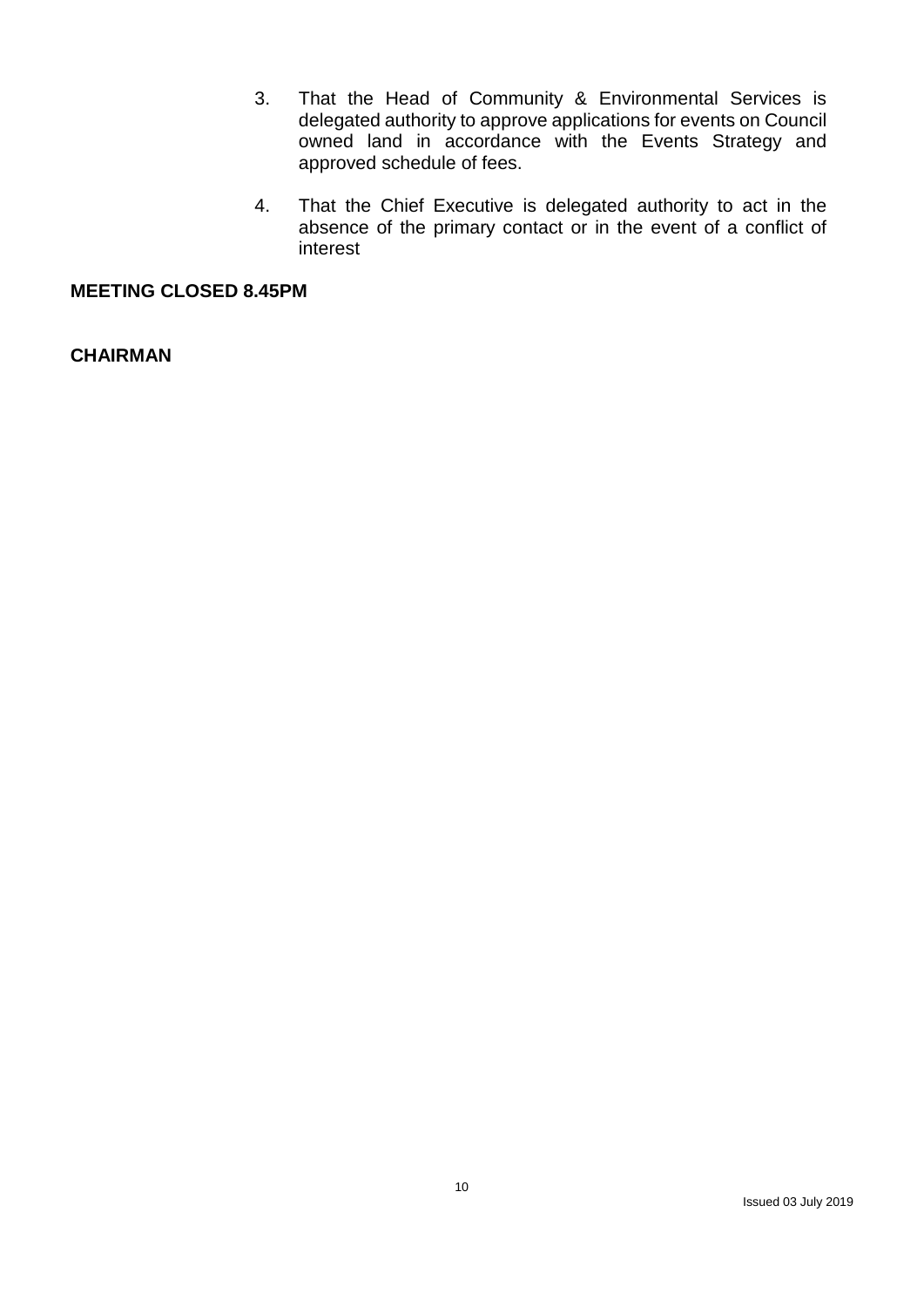3. That the Head of Community & Environmental Services is delegated authority to approve applications for events on Council owned land in accordance with the Events Strategy and approved schedule of fees.

4. That the Chief Executive is delegated authority to act in the absence of the primary contact or in the event of a conflict of interest

**MEETING CLOSED 8.45PM**

**CHAIRMAN**